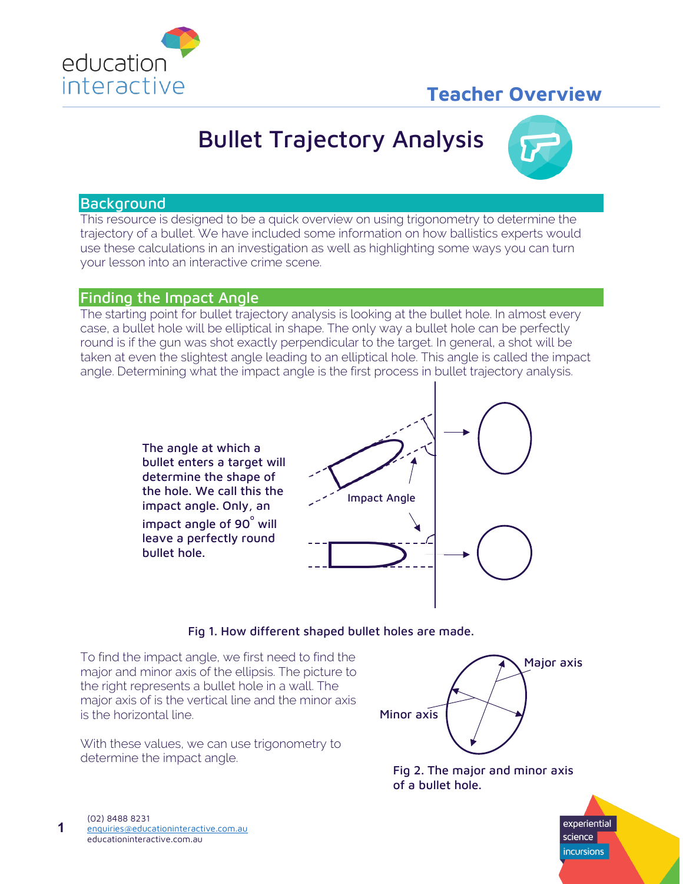# Teacher Overview

# Bullet Trajectory Analysis

## Background

This resource is designed to be a quick overview on using trigonometry to determine the trajectory of a bullet. We have included some information on how ballistics experts would use these calculations in an investigation as well as highlighting some ways you can turn your lesson into an interactive crime scene.

## Finding the Impact Angle

The starting point for bullet trajectory analysis is looking at the bullet hole. In almost every case, a bullet hole will be elliptical in shape. The only way a bullet hole can be perfectly round is if the gun was shot exactly perpendicular to the target. In general, a shot will be taken at even the slightest angle leading to an elliptical hole. This angle is called the impact angle. Determining what the impact angle is the first process in bullet trajectory analysis.

**The angle at which a bullet enters a target will determine the shape of the hole. We call this the impact angle. Only, an impact angle of 90° will leave a perfectly round bullet hole.**

Impact Angle

Fig 1. How different shaped bullet holes are made.

To find the impact angle, we first need to find the major and minor axis of the ellipsis. The picture to the right represents a bullet hole in a wall. The major axis of is the vertical line and the minor axis is the horizontal line.

With these values, we can use trigonometry to determine the impact angle.

Major axis

Minor axis

Fig 2. The major and minor axis of a bullet hole.

(02) 8488 8231
enquiries@educationinteractive.com.au
educationinteractive.com.au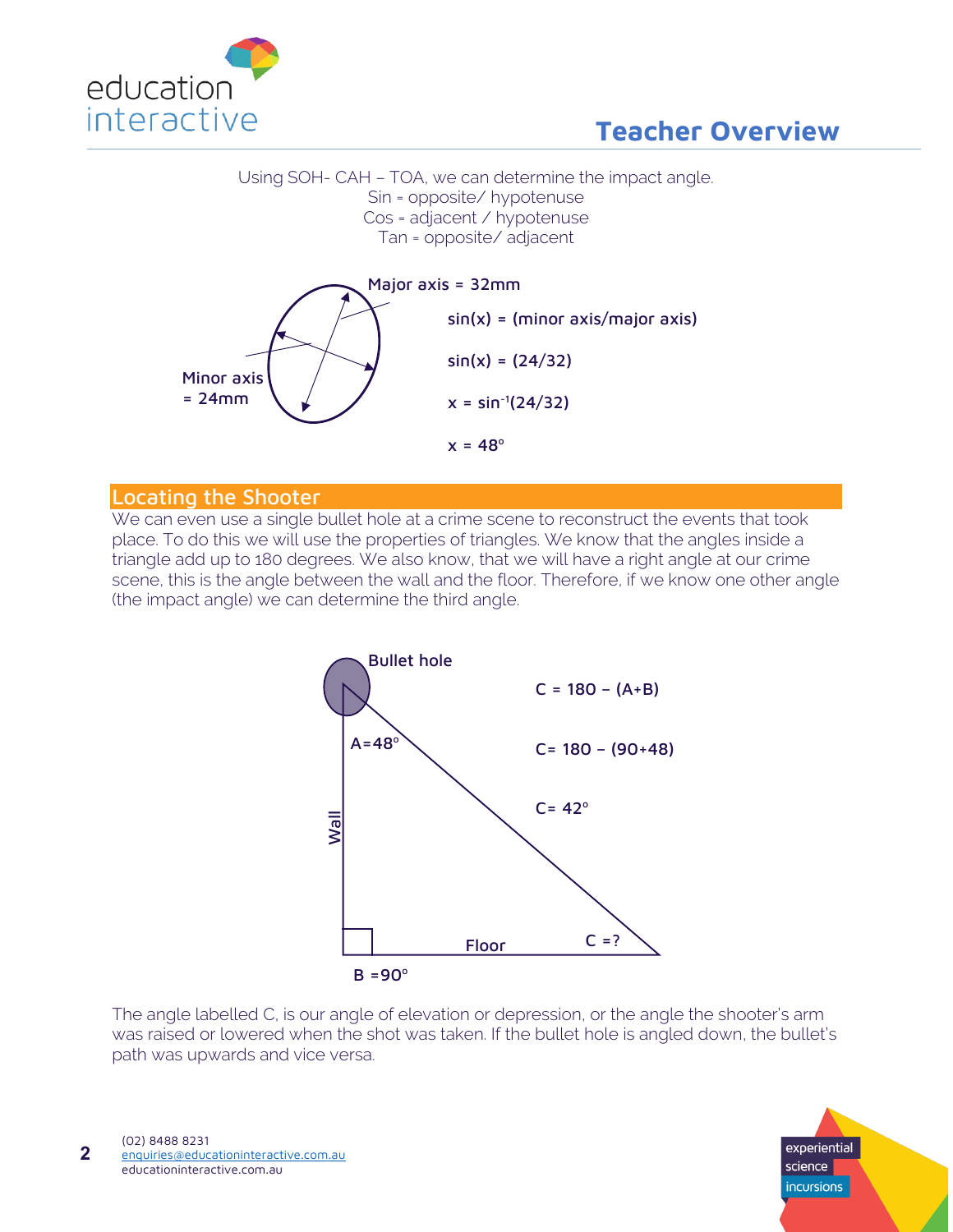Using SOH- CAH – TOA, we can determine the impact angle.
Sin = opposite/ hypotenuse
Cos = adjacent / hypotenuse
Tan = opposite/ adjacent

Major axis = 32mm

Minor axis = 24mm

$$\sin(x) = (\text{minor axis}/\text{major axis})$$

$$\sin(x) = (24/32)$$

$$x = \sin^{-1}(24/32)$$

$$x = 48^{\circ}$$

## Locating the Shooter

We can even use a single bullet hole at a crime scene to reconstruct the events that took place. To do this we will use the properties of triangles. We know that the angles inside a triangle add up to 180 degrees. We also know, that we will have a right angle at our crime scene, this is the angle between the wall and the floor. Therefore, if we know one other angle (the impact angle) we can determine the third angle.

Bullet hole

$A = 48^{\circ}$

Wall

Floor

$C = ?$

$B = 90^{\circ}$

$$C = 180 - (A+B)$$

$$C = 180 - (90+48)$$

$$C = 42^{\circ}$$

The angle labelled C, is our angle of elevation or depression, or the angle the shooter's arm was raised or lowered when the shot was taken. If the bullet hole is angled down, the bullet's path was upwards and vice versa.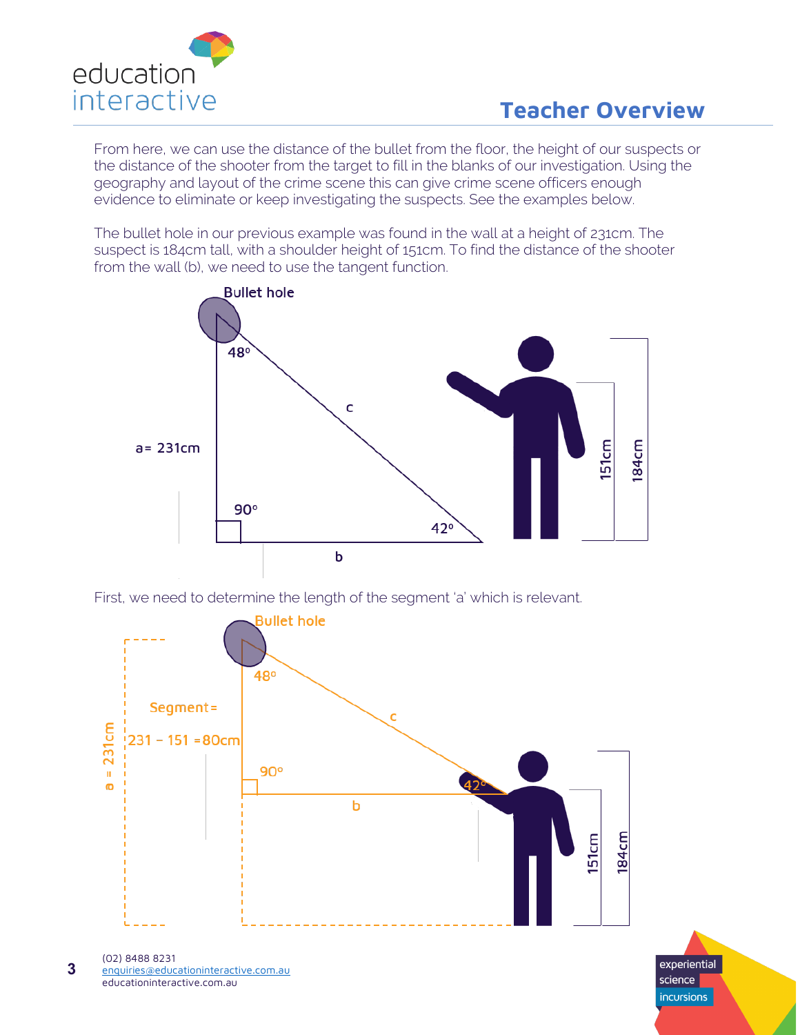## Teacher Overview

From here, we can use the distance of the bullet from the floor, the height of our suspects or the distance of the shooter from the target to fill in the blanks of our investigation. Using the geography and layout of the crime scene this can give crime scene officers enough evidence to eliminate or keep investigating the suspects. See the examples below.

The bullet hole in our previous example was found in the wall at a height of 231cm. The suspect is 184cm tall, with a shoulder height of 151cm. To find the distance of the shooter from the wall (b), we need to use the tangent function.

First, we need to determine the length of the segment 'a' which is relevant.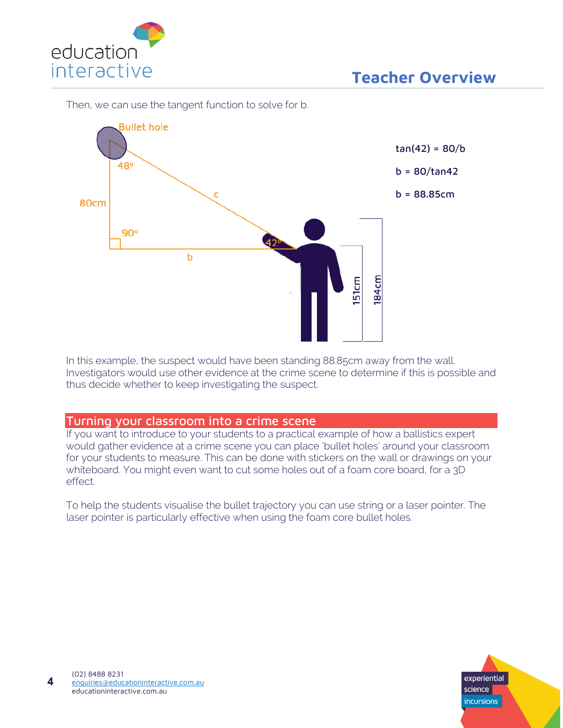Then, we can use the tangent function to solve for b.

Bullet hole

48º

80cm

c

90º

42º

b

151cm

184cm

$\tan(42) = 80/b$

$b = 80/\tan 42$

$b = 88.85\text{cm}$

In this example, the suspect would have been standing 88.85cm away from the wall. Investigators would use other evidence at the crime scene to determine if this is possible and thus decide whether to keep investigating the suspect.

## Turning your classroom into a crime scene

If you want to introduce to your students to a practical example of how a ballistics expert would gather evidence at a crime scene you can place 'bullet holes' around your classroom for your students to measure. This can be done with stickers on the wall or drawings on your whiteboard. You might even want to cut some holes out of a foam core board, for a 3D effect.

To help the students visualise the bullet trajectory you can use string or a laser pointer. The laser pointer is particularly effective when using the foam core bullet holes.